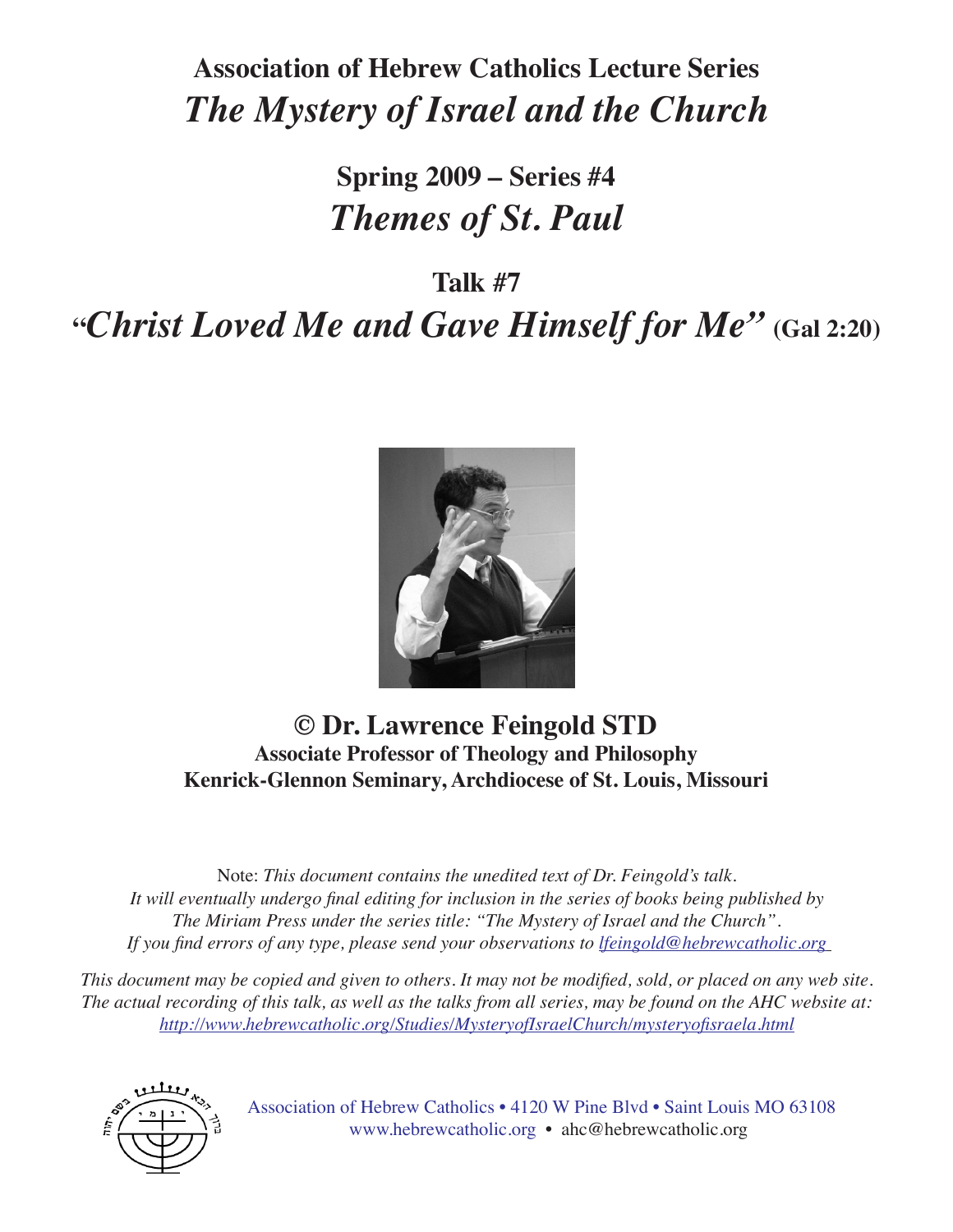# Association of Hebrew Catholics Lecture Series
# *The Mystery of Israel and the Church*

## Spring 2009 – Series #4
## *Themes of St. Paul*

### Talk #7
## "*Christ Loved Me and Gave Himself for Me*" (Gal 2:20)

**© Dr. Lawrence Feingold STD**
**Associate Professor of Theology and Philosophy**
**Kenrick-Glennon Seminary, Archdiocese of St. Louis, Missouri**

Note: *This document contains the unedited text of Dr. Feingold's talk. It will eventually undergo final editing for inclusion in the series of books being published by The Miriam Press under the series title: "The Mystery of Israel and the Church". If you find errors of any type, please send your observations to lfeingold@hebrewcatholic.org*

*This document may be copied and given to others. It may not be modified, sold, or placed on any web site. The actual recording of this talk, as well as the talks from all series, may be found on the AHC website at: http://www.hebrewcatholic.org/Studies/MysteryofIsraelChurch/mysteryofisraela.html*

Association of Hebrew Catholics • 4120 W Pine Blvd • Saint Louis MO 63108
www.hebrewcatholic.org • ahc@hebrewcatholic.org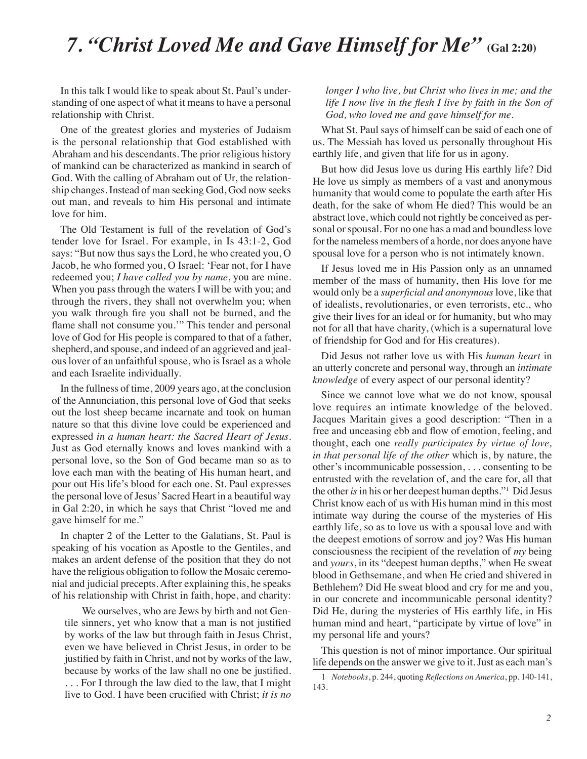# 7. "Christ Loved Me and Gave Himself for Me" (Gal 2:20)

In this talk I would like to speak about St. Paul's understanding of one aspect of what it means to have a personal relationship with Christ.

One of the greatest glories and mysteries of Judaism is the personal relationship that God established with Abraham and his descendants. The prior religious history of mankind can be characterized as mankind in search of God. With the calling of Abraham out of Ur, the relationship changes. Instead of man seeking God, God now seeks out man, and reveals to him His personal and intimate love for him.

The Old Testament is full of the revelation of God's tender love for Israel. For example, in Is 43:1-2, God says: "But now thus says the Lord, he who created you, O Jacob, he who formed you, O Israel: 'Fear not, for I have redeemed you; *I have called you by name*, you are mine. When you pass through the waters I will be with you; and through the rivers, they shall not overwhelm you; when you walk through fire you shall not be burned, and the flame shall not consume you.'" This tender and personal love of God for His people is compared to that of a father, shepherd, and spouse, and indeed of an aggrieved and jealous lover of an unfaithful spouse, who is Israel as a whole and each Israelite individually.

In the fullness of time, 2009 years ago, at the conclusion of the Annunciation, this personal love of God that seeks out the lost sheep became incarnate and took on human nature so that this divine love could be experienced and expressed *in a human heart: the Sacred Heart of Jesus*. Just as God eternally knows and loves mankind with a personal love, so the Son of God became man so as to love each man with the beating of His human heart, and pour out His life's blood for each one. St. Paul expresses the personal love of Jesus' Sacred Heart in a beautiful way in Gal 2:20, in which he says that Christ "loved me and gave himself for me."

In chapter 2 of the Letter to the Galatians, St. Paul is speaking of his vocation as Apostle to the Gentiles, and makes an ardent defense of the position that they do not have the religious obligation to follow the Mosaic ceremonial and judicial precepts. After explaining this, he speaks of his relationship with Christ in faith, hope, and charity:

> We ourselves, who are Jews by birth and not Gentile sinners, yet who know that a man is not justified by works of the law but through faith in Jesus Christ, even we have believed in Christ Jesus, in order to be justified by faith in Christ, and not by works of the law, because by works of the law shall no one be justified. . . . For I through the law died to the law, that I might live to God. I have been crucified with Christ; *it is no longer I who live, but Christ who lives in me; and the life I now live in the flesh I live by faith in the Son of God, who loved me and gave himself for me.*

What St. Paul says of himself can be said of each one of us. The Messiah has loved us personally throughout His earthly life, and given that life for us in agony.

But how did Jesus love us during His earthly life? Did He love us simply as members of a vast and anonymous humanity that would come to populate the earth after His death, for the sake of whom He died? This would be an abstract love, which could not rightly be conceived as personal or spousal. For no one has a mad and boundless love for the nameless members of a horde, nor does anyone have spousal love for a person who is not intimately known.

If Jesus loved me in His Passion only as an unnamed member of the mass of humanity, then His love for me would only be a *superficial and anonymous* love, like that of idealists, revolutionaries, or even terrorists, etc., who give their lives for an ideal or for humanity, but who may not for all that have charity, (which is a supernatural love of friendship for God and for His creatures).

Did Jesus not rather love us with His *human heart* in an utterly concrete and personal way, through an *intimate knowledge* of every aspect of our personal identity?

Since we cannot love what we do not know, spousal love requires an intimate knowledge of the beloved. Jacques Maritain gives a good description: "Then in a free and unceasing ebb and flow of emotion, feeling, and thought, each one *really participates by virtue of love, in that personal life of the other* which is, by nature, the other's incommunicable possession, . . . consenting to be entrusted with the revelation of, and the care for, all that the other *is* in his or her deepest human depths."[1] Did Jesus Christ know each of us with His human mind in this most intimate way during the course of the mysteries of His earthly life, so as to love us with a spousal love and with the deepest emotions of sorrow and joy? Was His human consciousness the recipient of the revelation of *my* being and *yours*, in its "deepest human depths," when He sweat blood in Gethsemane, and when He cried and shivered in Bethlehem? Did He sweat blood and cry for me and you, in our concrete and incommunicable personal identity? Did He, during the mysteries of His earthly life, in His human mind and heart, "participate by virtue of love" in my personal life and yours?

This question is not of minor importance. Our spiritual life depends on the answer we give to it. Just as each man's

---

1 *Notebooks*, p. 244, quoting *Reflections on America*, pp. 140-141, 143.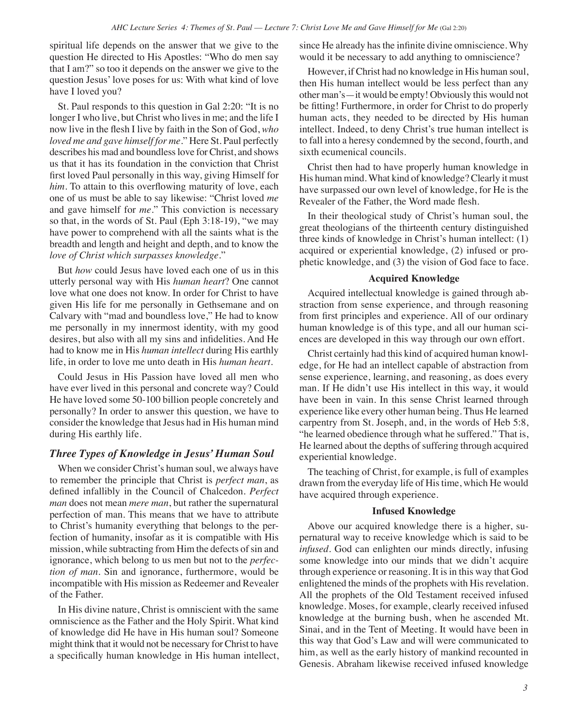spiritual life depends on the answer that we give to the question He directed to His Apostles: "Who do men say that I am?" so too it depends on the answer we give to the question Jesus' love poses for us: With what kind of love have I loved you?

St. Paul responds to this question in Gal 2:20: "It is no longer I who live, but Christ who lives in me; and the life I now live in the flesh I live by faith in the Son of God, *who loved me and gave himself for me*." Here St. Paul perfectly describes his mad and boundless love for Christ, and shows us that it has its foundation in the conviction that Christ first loved Paul personally in this way, giving Himself for *him*. To attain to this overflowing maturity of love, each one of us must be able to say likewise: "Christ loved *me* and gave himself for *me*." This conviction is necessary so that, in the words of St. Paul (Eph 3:18-19), "we may have power to comprehend with all the saints what is the breadth and length and height and depth, and to know the *love of Christ which surpasses knowledge*."

But *how* could Jesus have loved each one of us in this utterly personal way with His *human heart*? One cannot love what one does not know. In order for Christ to have given His life for me personally in Gethsemane and on Calvary with "mad and boundless love," He had to know me personally in my innermost identity, with my good desires, but also with all my sins and infidelities. And He had to know me in His *human intellect* during His earthly life, in order to love me unto death in His *human heart*.

Could Jesus in His Passion have loved all men who have ever lived in this personal and concrete way? Could He have loved some 50-100 billion people concretely and personally? In order to answer this question, we have to consider the knowledge that Jesus had in His human mind during His earthly life.

## *Three Types of Knowledge in Jesus' Human Soul*

When we consider Christ's human soul, we always have to remember the principle that Christ is *perfect man*, as defined infallibly in the Council of Chalcedon. *Perfect man* does not mean *mere man*, but rather the supernatural perfection of man. This means that we have to attribute to Christ's humanity everything that belongs to the perfection of humanity, insofar as it is compatible with His mission, while subtracting from Him the defects of sin and ignorance, which belong to us men but not to the *perfection of man*. Sin and ignorance, furthermore, would be incompatible with His mission as Redeemer and Revealer of the Father.

In His divine nature, Christ is omniscient with the same omniscience as the Father and the Holy Spirit. What kind of knowledge did He have in His human soul? Someone might think that it would not be necessary for Christ to have a specifically human knowledge in His human intellect, since He already has the infinite divine omniscience. Why would it be necessary to add anything to omniscience?

However, if Christ had no knowledge in His human soul, then His human intellect would be less perfect than any other man's—it would be empty! Obviously this would not be fitting! Furthermore, in order for Christ to do properly human acts, they needed to be directed by His human intellect. Indeed, to deny Christ's true human intellect is to fall into a heresy condemned by the second, fourth, and sixth ecumenical councils.

Christ then had to have properly human knowledge in His human mind. What kind of knowledge? Clearly it must have surpassed our own level of knowledge, for He is the Revealer of the Father, the Word made flesh.

In their theological study of Christ's human soul, the great theologians of the thirteenth century distinguished three kinds of knowledge in Christ's human intellect: (1) acquired or experiential knowledge, (2) infused or prophetic knowledge, and (3) the vision of God face to face.

### Acquired Knowledge

Acquired intellectual knowledge is gained through abstraction from sense experience, and through reasoning from first principles and experience. All of our ordinary human knowledge is of this type, and all our human sciences are developed in this way through our own effort.

Christ certainly had this kind of acquired human knowledge, for He had an intellect capable of abstraction from sense experience, learning, and reasoning, as does every man. If He didn't use His intellect in this way, it would have been in vain. In this sense Christ learned through experience like every other human being. Thus He learned carpentry from St. Joseph, and, in the words of Heb 5:8, "he learned obedience through what he suffered." That is, He learned about the depths of suffering through acquired experiential knowledge.

The teaching of Christ, for example, is full of examples drawn from the everyday life of His time, which He would have acquired through experience.

### Infused Knowledge

Above our acquired knowledge there is a higher, supernatural way to receive knowledge which is said to be *infused*. God can enlighten our minds directly, infusing some knowledge into our minds that we didn't acquire through experience or reasoning. It is in this way that God enlightened the minds of the prophets with His revelation. All the prophets of the Old Testament received infused knowledge. Moses, for example, clearly received infused knowledge at the burning bush, when he ascended Mt. Sinai, and in the Tent of Meeting. It would have been in this way that God's Law and will were communicated to him, as well as the early history of mankind recounted in Genesis. Abraham likewise received infused knowledge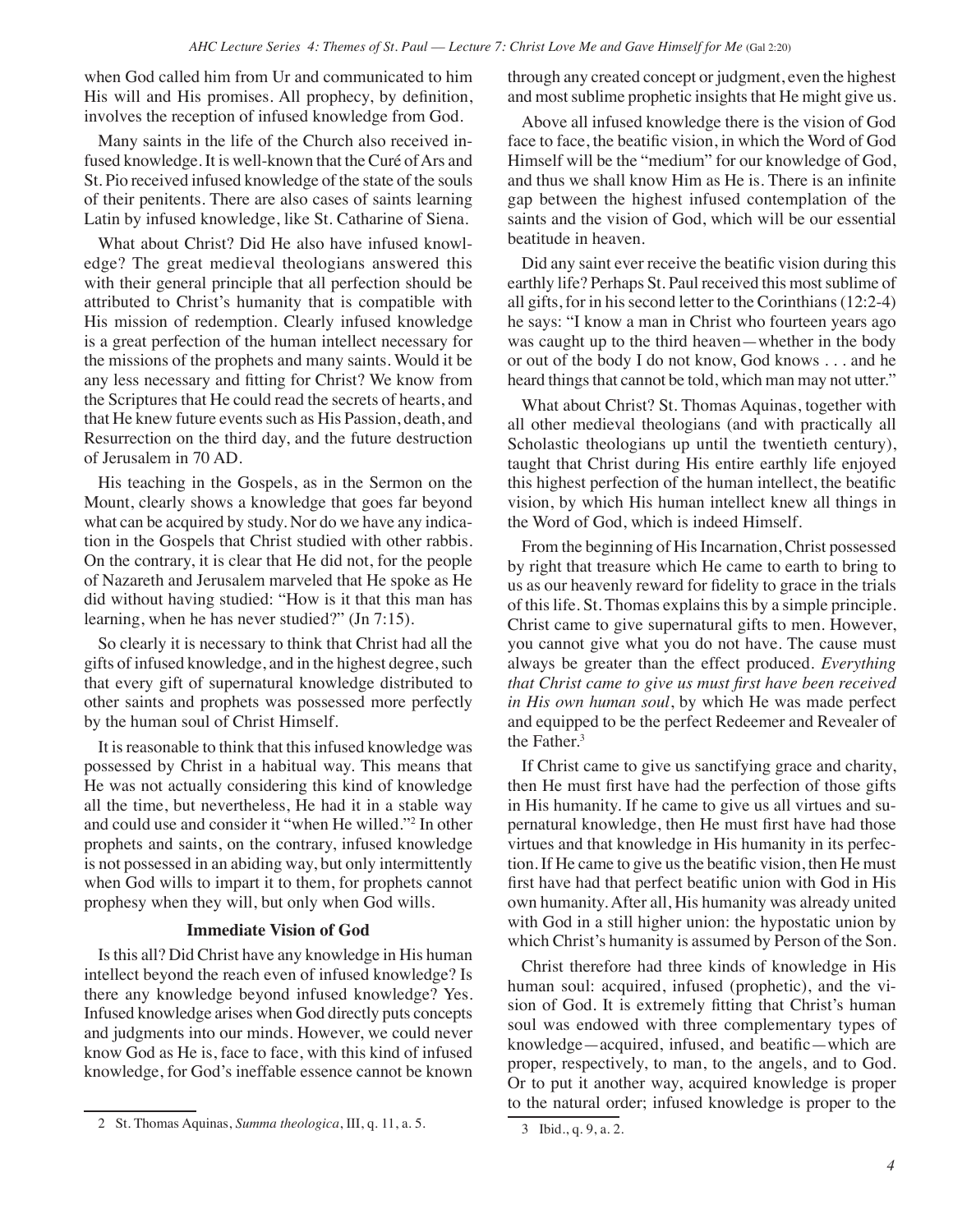when God called him from Ur and communicated to him His will and His promises. All prophecy, by definition, involves the reception of infused knowledge from God.

Many saints in the life of the Church also received infused knowledge. It is well-known that the Curé of Ars and St. Pio received infused knowledge of the state of the souls of their penitents. There are also cases of saints learning Latin by infused knowledge, like St. Catharine of Siena.

What about Christ? Did He also have infused knowledge? The great medieval theologians answered this with their general principle that all perfection should be attributed to Christ's humanity that is compatible with His mission of redemption. Clearly infused knowledge is a great perfection of the human intellect necessary for the missions of the prophets and many saints. Would it be any less necessary and fitting for Christ? We know from the Scriptures that He could read the secrets of hearts, and that He knew future events such as His Passion, death, and Resurrection on the third day, and the future destruction of Jerusalem in 70 AD.

His teaching in the Gospels, as in the Sermon on the Mount, clearly shows a knowledge that goes far beyond what can be acquired by study. Nor do we have any indication in the Gospels that Christ studied with other rabbis. On the contrary, it is clear that He did not, for the people of Nazareth and Jerusalem marveled that He spoke as He did without having studied: "How is it that this man has learning, when he has never studied?" (Jn 7:15).

So clearly it is necessary to think that Christ had all the gifts of infused knowledge, and in the highest degree, such that every gift of supernatural knowledge distributed to other saints and prophets was possessed more perfectly by the human soul of Christ Himself.

It is reasonable to think that this infused knowledge was possessed by Christ in a habitual way. This means that He was not actually considering this kind of knowledge all the time, but nevertheless, He had it in a stable way and could use and consider it "when He willed."[2] In other prophets and saints, on the contrary, infused knowledge is not possessed in an abiding way, but only intermittently when God wills to impart it to them, for prophets cannot prophesy when they will, but only when God wills.

### Immediate Vision of God

Is this all? Did Christ have any knowledge in His human intellect beyond the reach even of infused knowledge? Is there any knowledge beyond infused knowledge? Yes. Infused knowledge arises when God directly puts concepts and judgments into our minds. However, we could never know God as He is, face to face, with this kind of infused knowledge, for God's ineffable essence cannot be known through any created concept or judgment, even the highest and most sublime prophetic insights that He might give us.

Above all infused knowledge there is the vision of God face to face, the beatific vision, in which the Word of God Himself will be the "medium" for our knowledge of God, and thus we shall know Him as He is. There is an infinite gap between the highest infused contemplation of the saints and the vision of God, which will be our essential beatitude in heaven.

Did any saint ever receive the beatific vision during this earthly life? Perhaps St. Paul received this most sublime of all gifts, for in his second letter to the Corinthians (12:2-4) he says: "I know a man in Christ who fourteen years ago was caught up to the third heaven—whether in the body or out of the body I do not know, God knows . . . and he heard things that cannot be told, which man may not utter."

What about Christ? St. Thomas Aquinas, together with all other medieval theologians (and with practically all Scholastic theologians up until the twentieth century), taught that Christ during His entire earthly life enjoyed this highest perfection of the human intellect, the beatific vision, by which His human intellect knew all things in the Word of God, which is indeed Himself.

From the beginning of His Incarnation, Christ possessed by right that treasure which He came to earth to bring to us as our heavenly reward for fidelity to grace in the trials of this life. St. Thomas explains this by a simple principle. Christ came to give supernatural gifts to men. However, you cannot give what you do not have. The cause must always be greater than the effect produced. *Everything that Christ came to give us must first have been received in His own human soul*, by which He was made perfect and equipped to be the perfect Redeemer and Revealer of the Father.[3]

If Christ came to give us sanctifying grace and charity, then He must first have had the perfection of those gifts in His humanity. If he came to give us all virtues and supernatural knowledge, then He must first have had those virtues and that knowledge in His humanity in its perfection. If He came to give us the beatific vision, then He must first have had that perfect beatific union with God in His own humanity. After all, His humanity was already united with God in a still higher union: the hypostatic union by which Christ's humanity is assumed by Person of the Son.

Christ therefore had three kinds of knowledge in His human soul: acquired, infused (prophetic), and the vision of God. It is extremely fitting that Christ's human soul was endowed with three complementary types of knowledge—acquired, infused, and beatific—which are proper, respectively, to man, to the angels, and to God. Or to put it another way, acquired knowledge is proper to the natural order; infused knowledge is proper to the

---

2 St. Thomas Aquinas, *Summa theologica*, III, q. 11, a. 5.

3 Ibid., q. 9, a. 2.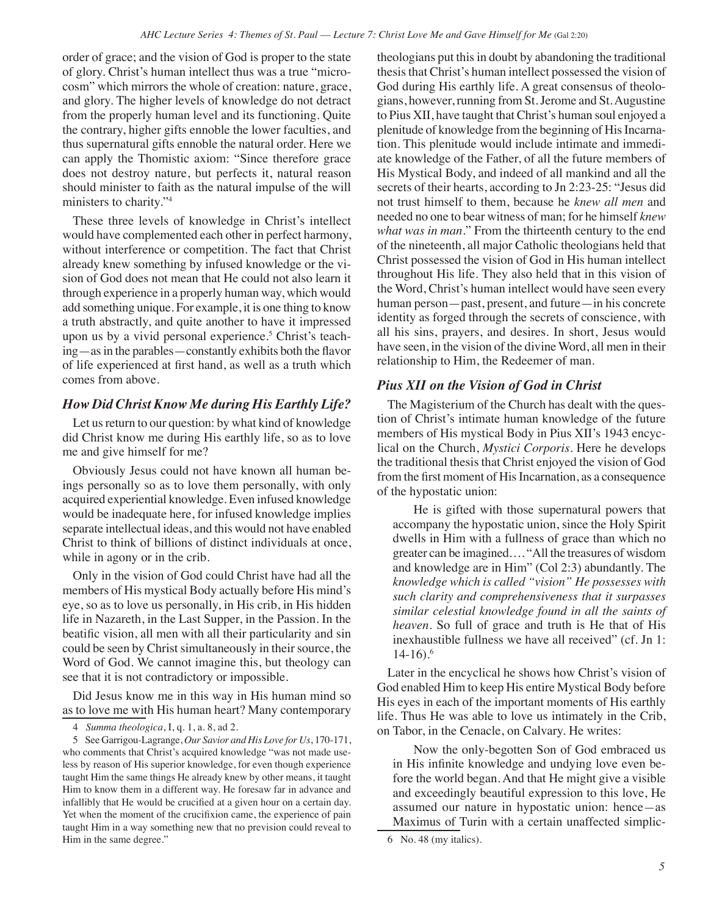order of grace; and the vision of God is proper to the state of glory. Christ's human intellect thus was a true "microcosm" which mirrors the whole of creation: nature, grace, and glory. The higher levels of knowledge do not detract from the properly human level and its functioning. Quite the contrary, higher gifts ennoble the lower faculties, and thus supernatural gifts ennoble the natural order. Here we can apply the Thomistic axiom: "Since therefore grace does not destroy nature, but perfects it, natural reason should minister to faith as the natural impulse of the will ministers to charity."[4]

These three levels of knowledge in Christ's intellect would have complemented each other in perfect harmony, without interference or competition. The fact that Christ already knew something by infused knowledge or the vision of God does not mean that He could not also learn it through experience in a properly human way, which would add something unique. For example, it is one thing to know a truth abstractly, and quite another to have it impressed upon us by a vivid personal experience.[5] Christ's teaching—as in the parables—constantly exhibits both the flavor of life experienced at first hand, as well as a truth which comes from above.

### *How Did Christ Know Me during His Earthly Life?*

Let us return to our question: by what kind of knowledge did Christ know me during His earthly life, so as to love me and give himself for me?

Obviously Jesus could not have known all human beings personally so as to love them personally, with only acquired experiential knowledge. Even infused knowledge would be inadequate here, for infused knowledge implies separate intellectual ideas, and this would not have enabled Christ to think of billions of distinct individuals at once, while in agony or in the crib.

Only in the vision of God could Christ have had all the members of His mystical Body actually before His mind's eye, so as to love us personally, in His crib, in His hidden life in Nazareth, in the Last Supper, in the Passion. In the beatific vision, all men with all their particularity and sin could be seen by Christ simultaneously in their source, the Word of God. We cannot imagine this, but theology can see that it is not contradictory or impossible.

Did Jesus know me in this way in His human mind so as to love me with His human heart? Many contemporary theologians put this in doubt by abandoning the traditional thesis that Christ's human intellect possessed the vision of God during His earthly life. A great consensus of theologians, however, running from St. Jerome and St. Augustine to Pius XII, have taught that Christ's human soul enjoyed a plenitude of knowledge from the beginning of His Incarnation. This plenitude would include intimate and immediate knowledge of the Father, of all the future members of His Mystical Body, and indeed of all mankind and all the secrets of their hearts, according to Jn 2:23-25: "Jesus did not trust himself to them, because he *knew all men* and needed no one to bear witness of man; for he himself *knew what was in man*." From the thirteenth century to the end of the nineteenth, all major Catholic theologians held that Christ possessed the vision of God in His human intellect throughout His life. They also held that in this vision of the Word, Christ's human intellect would have seen every human person—past, present, and future—in his concrete identity as forged through the secrets of conscience, with all his sins, prayers, and desires. In short, Jesus would have seen, in the vision of the divine Word, all men in their relationship to Him, the Redeemer of man.

### *Pius XII on the Vision of God in Christ*

The Magisterium of the Church has dealt with the question of Christ's intimate human knowledge of the future members of His mystical Body in Pius XII's 1943 encyclical on the Church, *Mystici Corporis*. Here he develops the traditional thesis that Christ enjoyed the vision of God from the first moment of His Incarnation, as a consequence of the hypostatic union:

> He is gifted with those supernatural powers that accompany the hypostatic union, since the Holy Spirit dwells in Him with a fullness of grace than which no greater can be imagined.... "All the treasures of wisdom and knowledge are in Him" (Col 2:3) abundantly. The *knowledge which is called "vision" He possesses with such clarity and comprehensiveness that it surpasses similar celestial knowledge found in all the saints of heaven*. So full of grace and truth is He that of His inexhaustible fullness we have all received" (cf. Jn 1: 14-16).[6]

Later in the encyclical he shows how Christ's vision of God enabled Him to keep His entire Mystical Body before His eyes in each of the important moments of His earthly life. Thus He was able to love us intimately in the Crib, on Tabor, in the Cenacle, on Calvary. He writes:

> Now the only-begotten Son of God embraced us in His infinite knowledge and undying love even before the world began. And that He might give a visible and exceedingly beautiful expression to this love, He assumed our nature in hypostatic union: hence—as Maximus of Turin with a certain unaffected simplic-

---

4 *Summa theologica*, I, q. 1, a. 8, ad 2.

5 See Garrigou-Lagrange, *Our Savior and His Love for Us*, 170-171, who comments that Christ's acquired knowledge "was not made useless by reason of His superior knowledge, for even though experience taught Him the same things He already knew by other means, it taught Him to know them in a different way. He foresaw far in advance and infallibly that He would be crucified at a given hour on a certain day. Yet when the moment of the crucifixion came, the experience of pain taught Him in a way something new that no prevision could reveal to Him in the same degree."

6 No. 48 (my italics).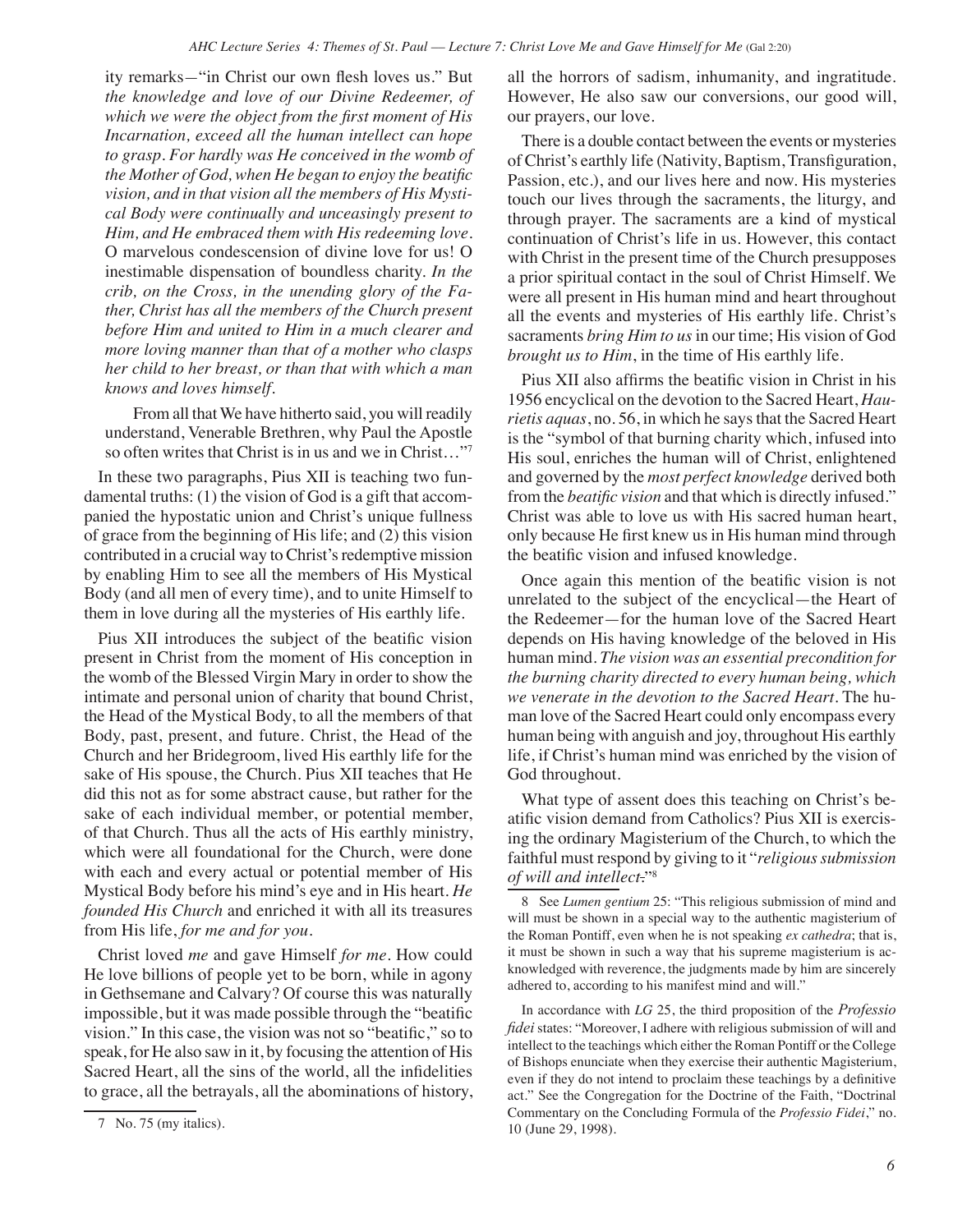ity remarks—"in Christ our own flesh loves us." But *the knowledge and love of our Divine Redeemer, of which we were the object from the first moment of His Incarnation, exceed all the human intellect can hope to grasp. For hardly was He conceived in the womb of the Mother of God, when He began to enjoy the beatific vision, and in that vision all the members of His Mystical Body were continually and unceasingly present to Him, and He embraced them with His redeeming love.* O marvelous condescension of divine love for us! O inestimable dispensation of boundless charity. *In the crib, on the Cross, in the unending glory of the Father, Christ has all the members of the Church present before Him and united to Him in a much clearer and more loving manner than that of a mother who clasps her child to her breast, or than that with which a man knows and loves himself.*

> From all that We have hitherto said, you will readily understand, Venerable Brethren, why Paul the Apostle so often writes that Christ is in us and we in Christ…"[7]

In these two paragraphs, Pius XII is teaching two fundamental truths: (1) the vision of God is a gift that accompanied the hypostatic union and Christ's unique fullness of grace from the beginning of His life; and (2) this vision contributed in a crucial way to Christ's redemptive mission by enabling Him to see all the members of His Mystical Body (and all men of every time), and to unite Himself to them in love during all the mysteries of His earthly life.

Pius XII introduces the subject of the beatific vision present in Christ from the moment of His conception in the womb of the Blessed Virgin Mary in order to show the intimate and personal union of charity that bound Christ, the Head of the Mystical Body, to all the members of that Body, past, present, and future. Christ, the Head of the Church and her Bridegroom, lived His earthly life for the sake of His spouse, the Church. Pius XII teaches that He did this not as for some abstract cause, but rather for the sake of each individual member, or potential member, of that Church. Thus all the acts of His earthly ministry, which were all foundational for the Church, were done with each and every actual or potential member of His Mystical Body before his mind's eye and in His heart. *He founded His Church* and enriched it with all its treasures from His life, *for me and for you*.

Christ loved *me* and gave Himself *for me*. How could He love billions of people yet to be born, while in agony in Gethsemane and Calvary? Of course this was naturally impossible, but it was made possible through the "beatific vision." In this case, the vision was not so "beatific," so to speak, for He also saw in it, by focusing the attention of His Sacred Heart, all the sins of the world, all the infidelities to grace, all the betrayals, all the abominations of history, all the horrors of sadism, inhumanity, and ingratitude. However, He also saw our conversions, our good will, our prayers, our love.

There is a double contact between the events or mysteries of Christ's earthly life (Nativity, Baptism, Transfiguration, Passion, etc.), and our lives here and now. His mysteries touch our lives through the sacraments, the liturgy, and through prayer. The sacraments are a kind of mystical continuation of Christ's life in us. However, this contact with Christ in the present time of the Church presupposes a prior spiritual contact in the soul of Christ Himself. We were all present in His human mind and heart throughout all the events and mysteries of His earthly life. Christ's sacraments *bring Him to us* in our time; His vision of God *brought us to Him*, in the time of His earthly life.

Pius XII also affirms the beatific vision in Christ in his 1956 encyclical on the devotion to the Sacred Heart, *Haurietis aquas*, no. 56, in which he says that the Sacred Heart is the "symbol of that burning charity which, infused into His soul, enriches the human will of Christ, enlightened and governed by the *most perfect knowledge* derived both from the *beatific vision* and that which is directly infused." Christ was able to love us with His sacred human heart, only because He first knew us in His human mind through the beatific vision and infused knowledge.

Once again this mention of the beatific vision is not unrelated to the subject of the encyclical—the Heart of the Redeemer—for the human love of the Sacred Heart depends on His having knowledge of the beloved in His human mind. *The vision was an essential precondition for the burning charity directed to every human being, which we venerate in the devotion to the Sacred Heart*. The human love of the Sacred Heart could only encompass every human being with anguish and joy, throughout His earthly life, if Christ's human mind was enriched by the vision of God throughout.

What type of assent does this teaching on Christ's beatific vision demand from Catholics? Pius XII is exercising the ordinary Magisterium of the Church, to which the faithful must respond by giving to it "*religious submission of will and intellect*."[8]

---

7 No. 75 (my italics).

8 See *Lumen gentium* 25: "This religious submission of mind and will must be shown in a special way to the authentic magisterium of the Roman Pontiff, even when he is not speaking *ex cathedra*; that is, it must be shown in such a way that his supreme magisterium is acknowledged with reverence, the judgments made by him are sincerely adhered to, according to his manifest mind and will."

In accordance with *LG* 25, the third proposition of the *Professio fidei* states: "Moreover, I adhere with religious submission of will and intellect to the teachings which either the Roman Pontiff or the College of Bishops enunciate when they exercise their authentic Magisterium, even if they do not intend to proclaim these teachings by a definitive act." See the Congregation for the Doctrine of the Faith, "Doctrinal Commentary on the Concluding Formula of the *Professio Fidei*," no. 10 (June 29, 1998).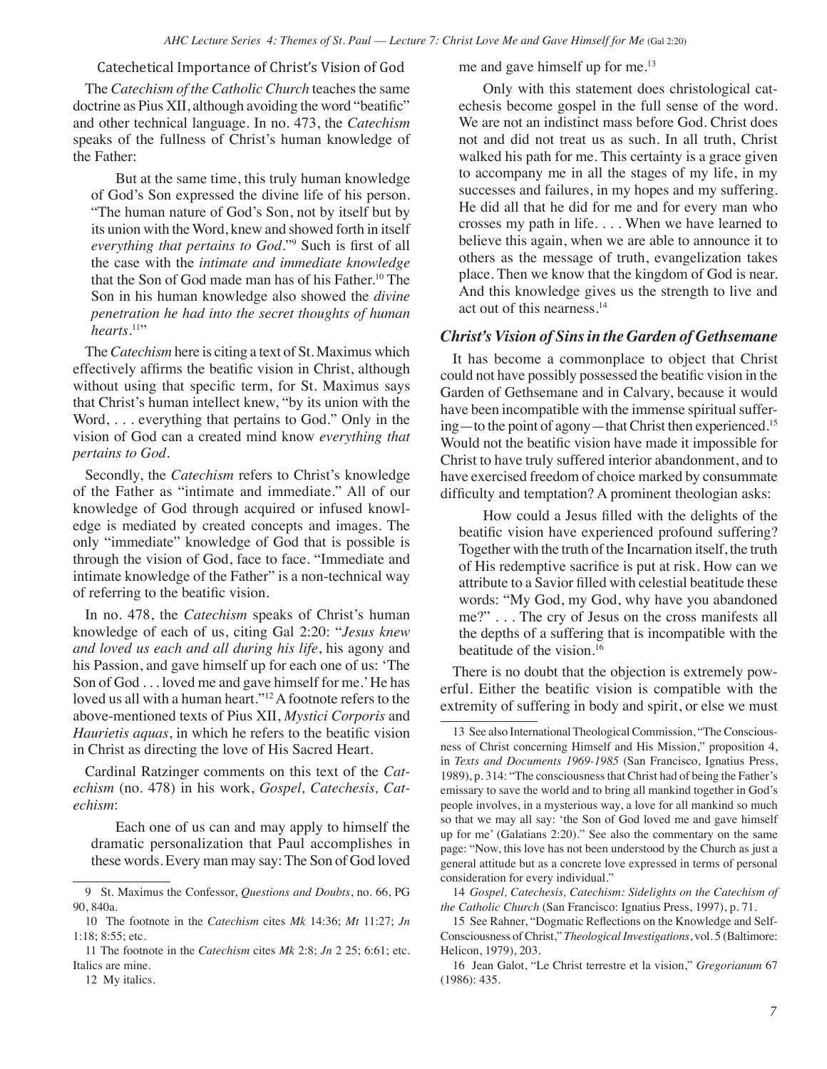### Catechetical Importance of Christ's Vision of God

The *Catechism of the Catholic Church* teaches the same doctrine as Pius XII, although avoiding the word "beatific" and other technical language. In no. 473, the *Catechism* speaks of the fullness of Christ's human knowledge of the Father:

> But at the same time, this truly human knowledge of God's Son expressed the divine life of his person. "The human nature of God's Son, not by itself but by its union with the Word, knew and showed forth in itself *everything that pertains to God*."[9] Such is first of all the case with the *intimate and immediate knowledge* that the Son of God made man has of his Father.[10] The Son in his human knowledge also showed the *divine penetration he had into the secret thoughts of human hearts*.[11]"

The *Catechism* here is citing a text of St. Maximus which effectively affirms the beatific vision in Christ, although without using that specific term, for St. Maximus says that Christ's human intellect knew, "by its union with the Word, . . . everything that pertains to God." Only in the vision of God can a created mind know *everything that pertains to God*.

Secondly, the *Catechism* refers to Christ's knowledge of the Father as "intimate and immediate." All of our knowledge of God through acquired or infused knowledge is mediated by created concepts and images. The only "immediate" knowledge of God that is possible is through the vision of God, face to face. "Immediate and intimate knowledge of the Father" is a non-technical way of referring to the beatific vision.

In no. 478, the *Catechism* speaks of Christ's human knowledge of each of us, citing Gal 2:20: "*Jesus knew and loved us each and all during his life*, his agony and his Passion, and gave himself up for each one of us: 'The Son of God . . . loved me and gave himself for me.' He has loved us all with a human heart."[12] A footnote refers to the above-mentioned texts of Pius XII, *Mystici Corporis* and *Haurietis aquas*, in which he refers to the beatific vision in Christ as directing the love of His Sacred Heart.

Cardinal Ratzinger comments on this text of the *Catechism* (no. 478) in his work, *Gospel, Catechesis, Catechism*:

> Each one of us can and may apply to himself the dramatic personalization that Paul accomplishes in these words. Every man may say: The Son of God loved me and gave himself up for me.[13]
>
> Only with this statement does christological catechesis become gospel in the full sense of the word. We are not an indistinct mass before God. Christ does not and did not treat us as such. In all truth, Christ walked his path for me. This certainty is a grace given to accompany me in all the stages of my life, in my successes and failures, in my hopes and my suffering. He did all that he did for me and for every man who crosses my path in life. . . . When we have learned to believe this again, when we are able to announce it to others as the message of truth, evangelization takes place. Then we know that the kingdom of God is near. And this knowledge gives us the strength to live and act out of this nearness.[14]

### *Christ's Vision of Sins in the Garden of Gethsemane*

It has become a commonplace to object that Christ could not have possibly possessed the beatific vision in the Garden of Gethsemane and in Calvary, because it would have been incompatible with the immense spiritual suffering—to the point of agony—that Christ then experienced.[15] Would not the beatific vision have made it impossible for Christ to have truly suffered interior abandonment, and to have exercised freedom of choice marked by consummate difficulty and temptation? A prominent theologian asks:

> How could a Jesus filled with the delights of the beatific vision have experienced profound suffering? Together with the truth of the Incarnation itself, the truth of His redemptive sacrifice is put at risk. How can we attribute to a Savior filled with celestial beatitude these words: "My God, my God, why have you abandoned me?" . . . The cry of Jesus on the cross manifests all the depths of a suffering that is incompatible with the beatitude of the vision.[16]

There is no doubt that the objection is extremely powerful. Either the beatific vision is compatible with the extremity of suffering in body and spirit, or else we must

---

9 St. Maximus the Confessor, *Questions and Doubts*, no. 66, PG 90, 840a.

10 The footnote in the *Catechism* cites *Mk* 14:36; *Mt* 11:27; *Jn* 1:18; 8:55; etc.

11 The footnote in the *Catechism* cites *Mk* 2:8; *Jn* 2 25; 6:61; etc. Italics are mine.

12 My italics.

13 See also International Theological Commission, "The Consciousness of Christ concerning Himself and His Mission," proposition 4, in *Texts and Documents 1969-1985* (San Francisco, Ignatius Press, 1989), p. 314: "The consciousness that Christ had of being the Father's emissary to save the world and to bring all mankind together in God's people involves, in a mysterious way, a love for all mankind so much so that we may all say: 'the Son of God loved me and gave himself up for me' (Galatians 2:20)." See also the commentary on the same page: "Now, this love has not been understood by the Church as just a general attitude but as a concrete love expressed in terms of personal consideration for every individual."

14 *Gospel, Catechesis, Catechism: Sidelights on the Catechism of the Catholic Church* (San Francisco: Ignatius Press, 1997), p. 71.

15 See Rahner, "Dogmatic Reflections on the Knowledge and Self-Consciousness of Christ," *Theological Investigations*, vol. 5 (Baltimore: Helicon, 1979), 203.

16 Jean Galot, "Le Christ terrestre et la vision," *Gregorianum* 67 (1986): 435.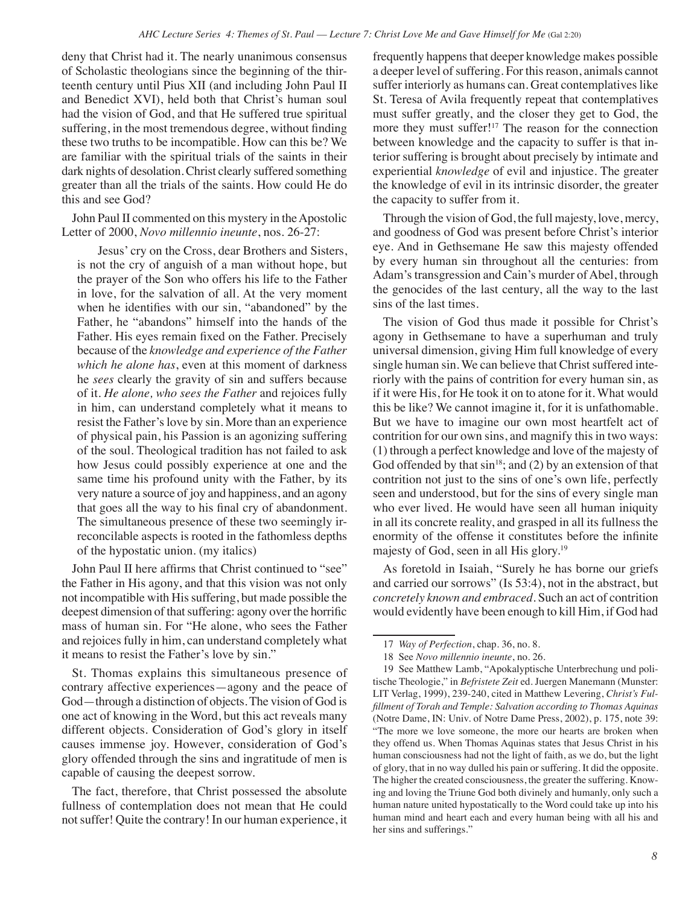deny that Christ had it. The nearly unanimous consensus of Scholastic theologians since the beginning of the thirteenth century until Pius XII (and including John Paul II and Benedict XVI), held both that Christ's human soul had the vision of God, and that He suffered true spiritual suffering, in the most tremendous degree, without finding these two truths to be incompatible. How can this be? We are familiar with the spiritual trials of the saints in their dark nights of desolation. Christ clearly suffered something greater than all the trials of the saints. How could He do this and see God?

John Paul II commented on this mystery in the Apostolic Letter of 2000, *Novo millennio ineunte*, nos. 26-27:

> Jesus' cry on the Cross, dear Brothers and Sisters, is not the cry of anguish of a man without hope, but the prayer of the Son who offers his life to the Father in love, for the salvation of all. At the very moment when he identifies with our sin, "abandoned" by the Father, he "abandons" himself into the hands of the Father. His eyes remain fixed on the Father. Precisely because of the *knowledge and experience of the Father which he alone has*, even at this moment of darkness he *sees* clearly the gravity of sin and suffers because of it. *He alone, who sees the Father* and rejoices fully in him, can understand completely what it means to resist the Father's love by sin. More than an experience of physical pain, his Passion is an agonizing suffering of the soul. Theological tradition has not failed to ask how Jesus could possibly experience at one and the same time his profound unity with the Father, by its very nature a source of joy and happiness, and an agony that goes all the way to his final cry of abandonment. The simultaneous presence of these two seemingly irreconcilable aspects is rooted in the fathomless depths of the hypostatic union. (my italics)

John Paul II here affirms that Christ continued to "see" the Father in His agony, and that this vision was not only not incompatible with His suffering, but made possible the deepest dimension of that suffering: agony over the horrific mass of human sin. For "He alone, who sees the Father and rejoices fully in him, can understand completely what it means to resist the Father's love by sin."

St. Thomas explains this simultaneous presence of contrary affective experiences—agony and the peace of God—through a distinction of objects. The vision of God is one act of knowing in the Word, but this act reveals many different objects. Consideration of God's glory in itself causes immense joy. However, consideration of God's glory offended through the sins and ingratitude of men is capable of causing the deepest sorrow.

The fact, therefore, that Christ possessed the absolute fullness of contemplation does not mean that He could not suffer! Quite the contrary! In our human experience, it frequently happens that deeper knowledge makes possible a deeper level of suffering. For this reason, animals cannot suffer interiorly as humans can. Great contemplatives like St. Teresa of Avila frequently repeat that contemplatives must suffer greatly, and the closer they get to God, the more they must suffer![17] The reason for the connection between knowledge and the capacity to suffer is that interior suffering is brought about precisely by intimate and experiential *knowledge* of evil and injustice. The greater the knowledge of evil in its intrinsic disorder, the greater the capacity to suffer from it.

Through the vision of God, the full majesty, love, mercy, and goodness of God was present before Christ's interior eye. And in Gethsemane He saw this majesty offended by every human sin throughout all the centuries: from Adam's transgression and Cain's murder of Abel, through the genocides of the last century, all the way to the last sins of the last times.

The vision of God thus made it possible for Christ's agony in Gethsemane to have a superhuman and truly universal dimension, giving Him full knowledge of every single human sin. We can believe that Christ suffered interiorly with the pains of contrition for every human sin, as if it were His, for He took it on to atone for it. What would this be like? We cannot imagine it, for it is unfathomable. But we have to imagine our own most heartfelt act of contrition for our own sins, and magnify this in two ways: (1) through a perfect knowledge and love of the majesty of God offended by that sin[18]; and (2) by an extension of that contrition not just to the sins of one's own life, perfectly seen and understood, but for the sins of every single man who ever lived. He would have seen all human iniquity in all its concrete reality, and grasped in all its fullness the enormity of the offense it constitutes before the infinite majesty of God, seen in all His glory.[19]

As foretold in Isaiah, "Surely he has borne our griefs and carried our sorrows" (Is 53:4), not in the abstract, but *concretely known and embraced*. Such an act of contrition would evidently have been enough to kill Him, if God had

---

17 *Way of Perfection*, chap. 36, no. 8.

18 See *Novo millennio ineunte*, no. 26.

19 See Matthew Lamb, "Apokalyptische Unterbrechung und politische Theologie," in *Befristete Zeit* ed. Juergen Manemann (Munster: LIT Verlag, 1999), 239-240, cited in Matthew Levering, *Christ's Fulfillment of Torah and Temple: Salvation according to Thomas Aquinas* (Notre Dame, IN: Univ. of Notre Dame Press, 2002), p. 175, note 39: "The more we love someone, the more our hearts are broken when they offend us. When Thomas Aquinas states that Jesus Christ in his human consciousness had not the light of faith, as we do, but the light of glory, that in no way dulled his pain or suffering. It did the opposite. The higher the created consciousness, the greater the suffering. Knowing and loving the Triune God both divinely and humanly, only such a human nature united hypostatically to the Word could take up into his human mind and heart each and every human being with all his and her sins and sufferings."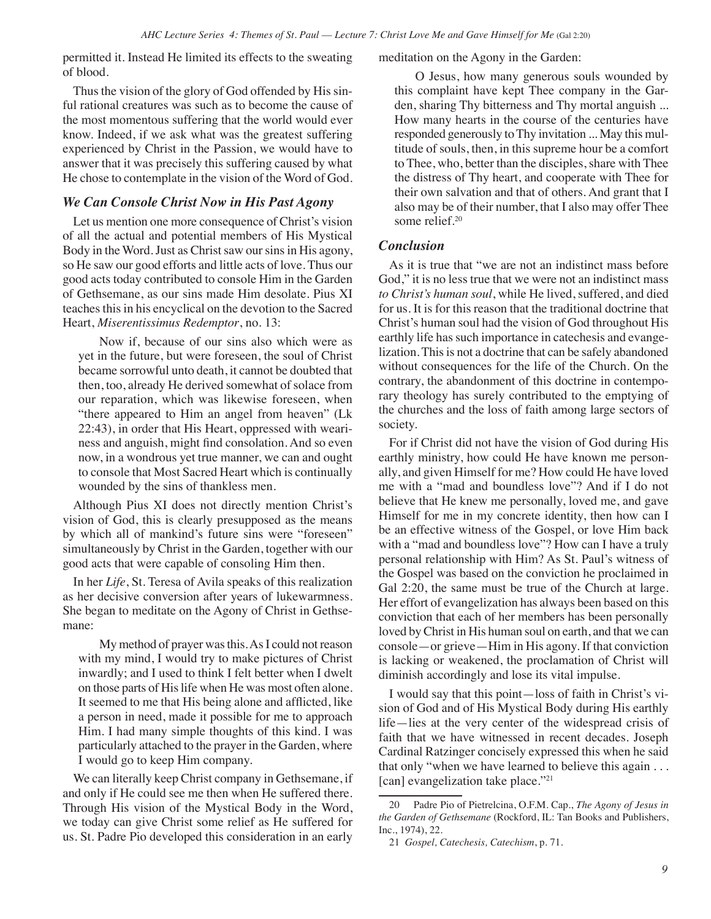permitted it. Instead He limited its effects to the sweating of blood.

Thus the vision of the glory of God offended by His sinful rational creatures was such as to become the cause of the most momentous suffering that the world would ever know. Indeed, if we ask what was the greatest suffering experienced by Christ in the Passion, we would have to answer that it was precisely this suffering caused by what He chose to contemplate in the vision of the Word of God.

### *We Can Console Christ Now in His Past Agony*

Let us mention one more consequence of Christ's vision of all the actual and potential members of His Mystical Body in the Word. Just as Christ saw our sins in His agony, so He saw our good efforts and little acts of love. Thus our good acts today contributed to console Him in the Garden of Gethsemane, as our sins made Him desolate. Pius XI teaches this in his encyclical on the devotion to the Sacred Heart, *Miserentissimus Redemptor*, no. 13:

> Now if, because of our sins also which were as yet in the future, but were foreseen, the soul of Christ became sorrowful unto death, it cannot be doubted that then, too, already He derived somewhat of solace from our reparation, which was likewise foreseen, when "there appeared to Him an angel from heaven" (Lk 22:43), in order that His Heart, oppressed with weariness and anguish, might find consolation. And so even now, in a wondrous yet true manner, we can and ought to console that Most Sacred Heart which is continually wounded by the sins of thankless men.

Although Pius XI does not directly mention Christ's vision of God, this is clearly presupposed as the means by which all of mankind's future sins were "foreseen" simultaneously by Christ in the Garden, together with our good acts that were capable of consoling Him then.

In her *Life*, St. Teresa of Avila speaks of this realization as her decisive conversion after years of lukewarmness. She began to meditate on the Agony of Christ in Gethsemane:

> My method of prayer was this. As I could not reason with my mind, I would try to make pictures of Christ inwardly; and I used to think I felt better when I dwelt on those parts of His life when He was most often alone. It seemed to me that His being alone and afflicted, like a person in need, made it possible for me to approach Him. I had many simple thoughts of this kind. I was particularly attached to the prayer in the Garden, where I would go to keep Him company.

We can literally keep Christ company in Gethsemane, if and only if He could see me then when He suffered there. Through His vision of the Mystical Body in the Word, we today can give Christ some relief as He suffered for us. St. Padre Pio developed this consideration in an early meditation on the Agony in the Garden:

> O Jesus, how many generous souls wounded by this complaint have kept Thee company in the Garden, sharing Thy bitterness and Thy mortal anguish ... How many hearts in the course of the centuries have responded generously to Thy invitation ... May this multitude of souls, then, in this supreme hour be a comfort to Thee, who, better than the disciples, share with Thee the distress of Thy heart, and cooperate with Thee for their own salvation and that of others. And grant that I also may be of their number, that I also may offer Thee some relief.[20]

### *Conclusion*

As it is true that "we are not an indistinct mass before God," it is no less true that we were not an indistinct mass *to Christ's human soul*, while He lived, suffered, and died for us. It is for this reason that the traditional doctrine that Christ's human soul had the vision of God throughout His earthly life has such importance in catechesis and evangelization. This is not a doctrine that can be safely abandoned without consequences for the life of the Church. On the contrary, the abandonment of this doctrine in contemporary theology has surely contributed to the emptying of the churches and the loss of faith among large sectors of society.

For if Christ did not have the vision of God during His earthly ministry, how could He have known me personally, and given Himself for me? How could He have loved me with a "mad and boundless love"? And if I do not believe that He knew me personally, loved me, and gave Himself for me in my concrete identity, then how can I be an effective witness of the Gospel, or love Him back with a "mad and boundless love"? How can I have a truly personal relationship with Him? As St. Paul's witness of the Gospel was based on the conviction he proclaimed in Gal 2:20, the same must be true of the Church at large. Her effort of evangelization has always been based on this conviction that each of her members has been personally loved by Christ in His human soul on earth, and that we can console—or grieve—Him in His agony. If that conviction is lacking or weakened, the proclamation of Christ will diminish accordingly and lose its vital impulse.

I would say that this point—loss of faith in Christ's vision of God and of His Mystical Body during His earthly life—lies at the very center of the widespread crisis of faith that we have witnessed in recent decades. Joseph Cardinal Ratzinger concisely expressed this when he said that only "when we have learned to believe this again . . . [can] evangelization take place."[21]

---

20 Padre Pio of Pietrelcina, O.F.M. Cap., *The Agony of Jesus in the Garden of Gethsemane* (Rockford, IL: Tan Books and Publishers, Inc., 1974), 22.

21 *Gospel, Catechesis, Catechism*, p. 71.